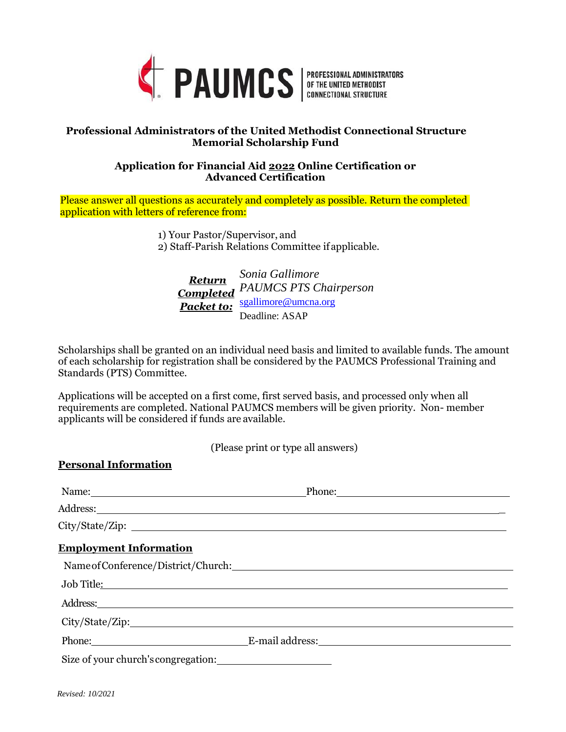PAUMCS | PROFESSIONAL ADMINISTRATORS OF THE UNITED METHODIST CONNECTIONAL STRUCTURE

**Professional Administrators of the United Methodist Connectional Structure**
**Memorial Scholarship Fund**

**Application for Financial Aid 2022 Online Certification or Advanced Certification**

Please answer all questions as accurately and completely as possible. Return the completed application with letters of reference from:

1) Your Pastor/Supervisor, and
2) Staff-Parish Relations Committee if applicable.

***Return Completed Packet to:***

*Sonia Gallimore*
*PAUMCS PTS Chairperson*
sgallimore@umcna.org
Deadline: ASAP

Scholarships shall be granted on an individual need basis and limited to available funds. The amount of each scholarship for registration shall be considered by the PAUMCS Professional Training and Standards (PTS) Committee.

Applications will be accepted on a first come, first served basis, and processed only when all requirements are completed. National PAUMCS members will be given priority. Non- member applicants will be considered if funds are available.

(Please print or type all answers)

**Personal Information**

Name: ______________________ Phone: ______________________

Address: ______________________________________________

City/State/Zip: ______________________________________________

**Employment Information**

Name of Conference/District/Church: ______________________________

Job Title: ______________________________________________

Address: ______________________________________________

City/State/Zip: ______________________________________________

Phone: ______________________ E-mail address: ______________________

Size of your church's congregation: ______________________

*Revised: 10/2021*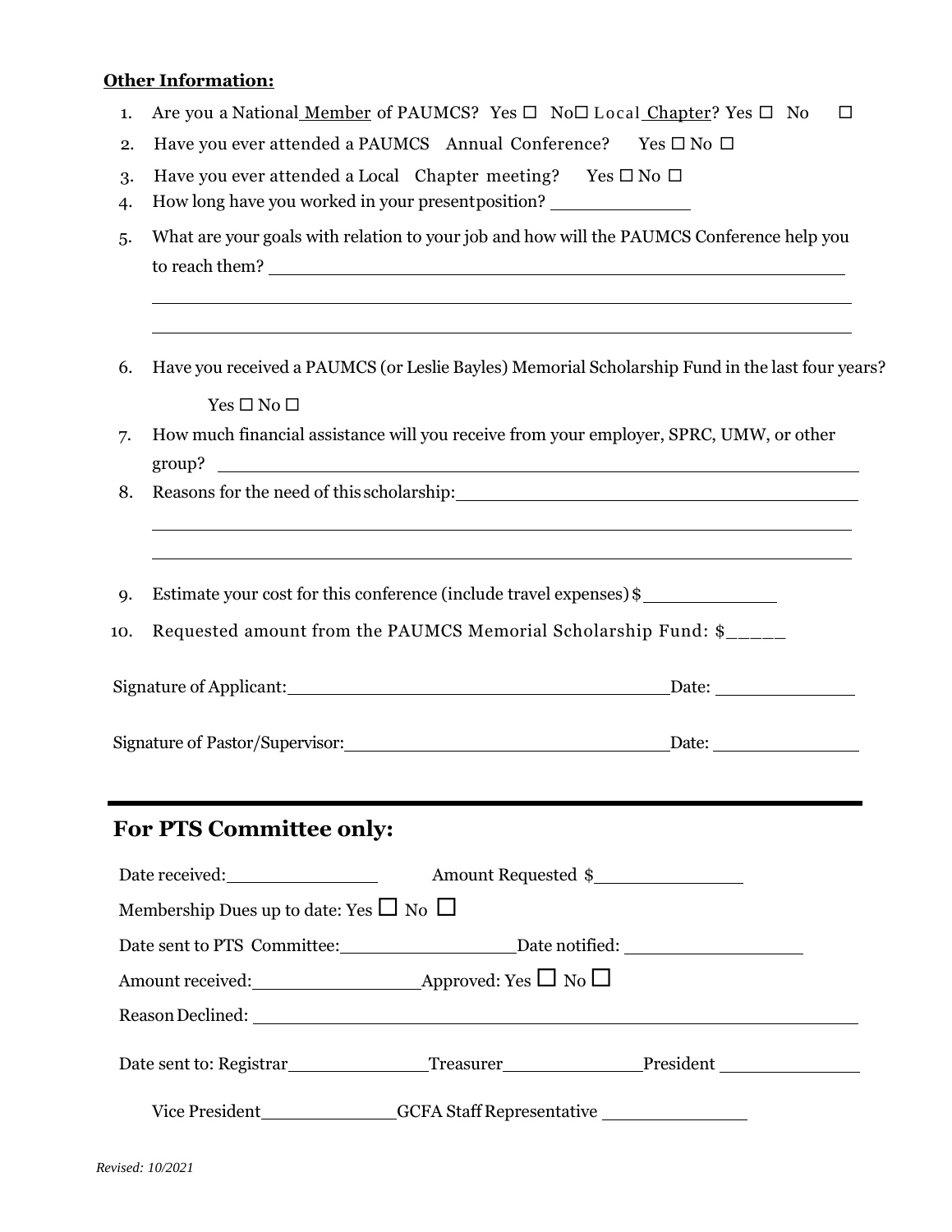**Other Information:**

1. Are you a National Member of PAUMCS? Yes ☐ No☐ Local Chapter? Yes ☐ No ☐
2. Have you ever attended a PAUMCS Annual Conference? Yes ☐ No ☐
3. Have you ever attended a Local Chapter meeting? Yes ☐ No ☐
4. How long have you worked in your present position? ____________
5. What are your goals with relation to your job and how will the PAUMCS Conference help you to reach them? ______________________________________________

   ____________________________________________________________________

   ____________________________________________________________________

6. Have you received a PAUMCS (or Leslie Bayles) Memorial Scholarship Fund in the last four years?

   Yes ☐ No ☐

7. How much financial assistance will you receive from your employer, SPRC, UMW, or other group? ______________________________________________________
8. Reasons for the need of this scholarship: ________________________________

   ____________________________________________________________________

   ____________________________________________________________________

9. Estimate your cost for this conference (include travel expenses) $____________
10. Requested amount from the PAUMCS Memorial Scholarship Fund: $_____

Signature of Applicant: ________________________________ Date: ____________

Signature of Pastor/Supervisor: ___________________________ Date: ____________

---

## For PTS Committee only:

Date received: ______________ Amount Requested $______________

Membership Dues up to date: Yes ☐ No ☐

Date sent to PTS Committee: ______________ Date notified: ______________

Amount received: ______________ Approved: Yes ☐ No ☐

Reason Declined: ____________________________________________________

Date sent to: Registrar ____________ Treasurer ____________ President ____________

Vice President ____________ GCFA Staff Representative ____________

*Revised: 10/2021*